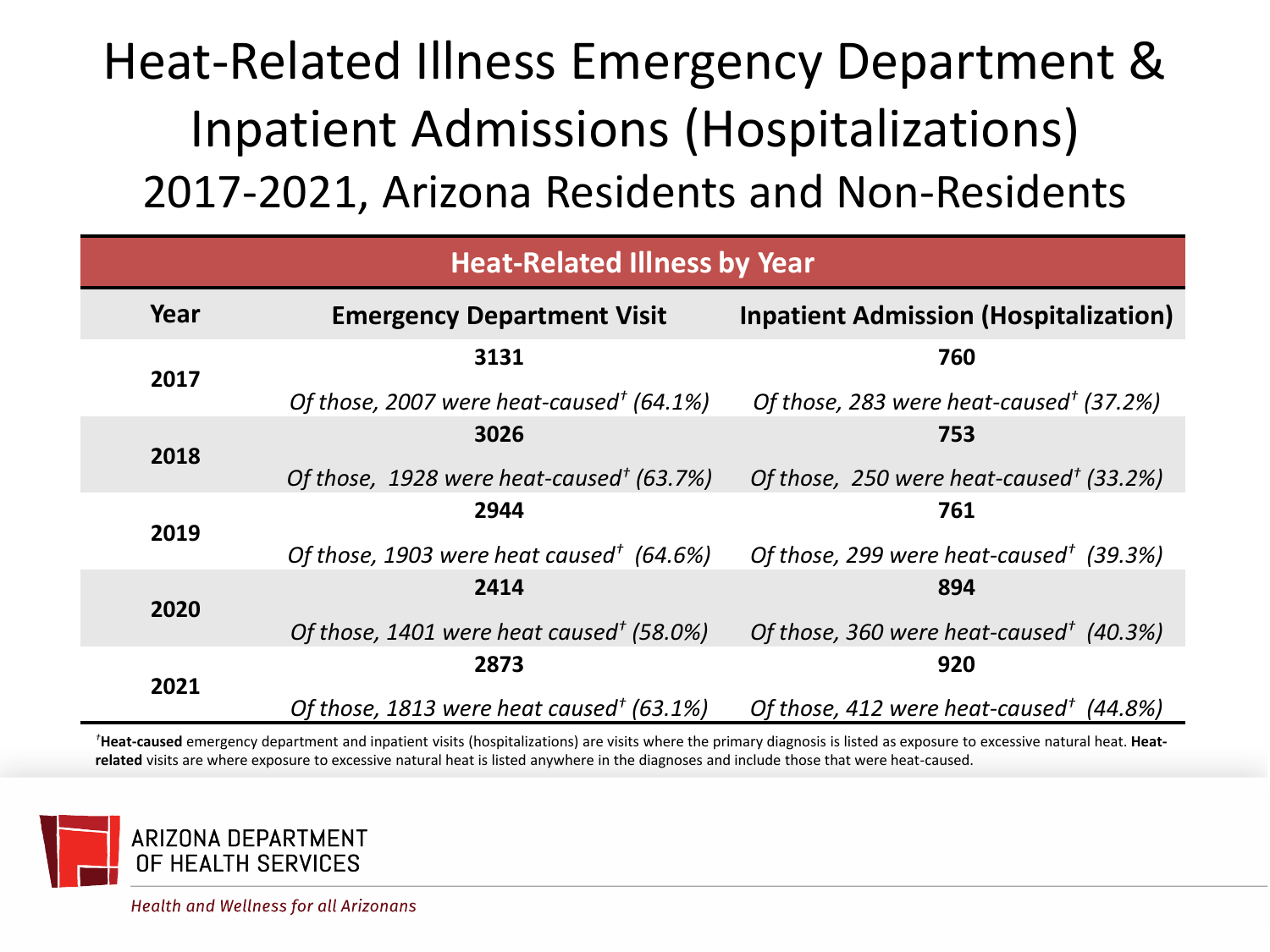# Heat-Related Illness Emergency Department & Inpatient Admissions (Hospitalizations)

## 2017-2021, Arizona Residents and Non-Residents

| Heat-Related Illness by Year | | |
|---|---|---|
| **Year** | **Emergency Department Visit** | **Inpatient Admission (Hospitalization)** |
| **2017** | **3131**<br>*Of those, 2007 were heat-caused† (64.1%)* | **760**<br>*Of those, 283 were heat-caused† (37.2%)* |
| **2018** | **3026**<br>*Of those, 1928 were heat-caused† (63.7%)* | **753**<br>*Of those, 250 were heat-caused† (33.2%)* |
| **2019** | **2944**<br>*Of those, 1903 were heat caused† (64.6%)* | **761**<br>*Of those, 299 were heat-caused† (39.3%)* |
| **2020** | **2414**<br>*Of those, 1401 were heat caused† (58.0%)* | **894**<br>*Of those, 360 were heat-caused† (40.3%)* |
| **2021** | **2873**<br>*Of those, 1813 were heat caused† (63.1%)* | **920**<br>*Of those, 412 were heat-caused† (44.8%)* |

†**Heat-caused** emergency department and inpatient visits (hospitalizations) are visits where the primary diagnosis is listed as exposure to excessive natural heat. **Heat-related** visits are where exposure to excessive natural heat is listed anywhere in the diagnoses and include those that were heat-caused.

ARIZONA DEPARTMENT OF HEALTH SERVICES

*Health and Wellness for all Arizonans*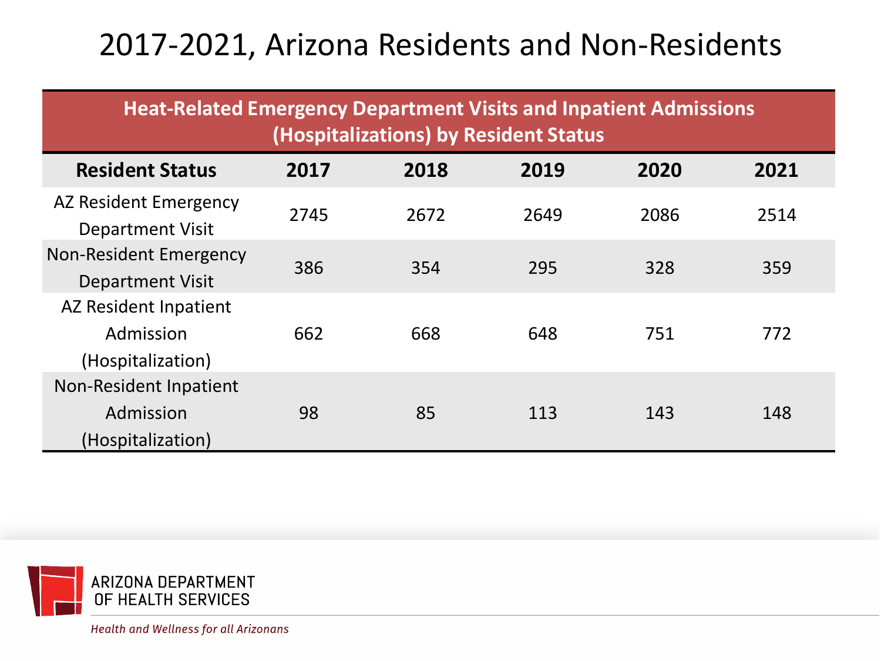# 2017-2021, Arizona Residents and Non-Residents

| Heat-Related Emergency Department Visits and Inpatient Admissions (Hospitalizations) by Resident Status | | | | | |
|---|---|---|---|---|---|
| **Resident Status** | **2017** | **2018** | **2019** | **2020** | **2021** |
| AZ Resident Emergency Department Visit | 2745 | 2672 | 2649 | 2086 | 2514 |
| Non-Resident Emergency Department Visit | 386 | 354 | 295 | 328 | 359 |
| AZ Resident Inpatient Admission (Hospitalization) | 662 | 668 | 648 | 751 | 772 |
| Non-Resident Inpatient Admission (Hospitalization) | 98 | 85 | 113 | 143 | 148 |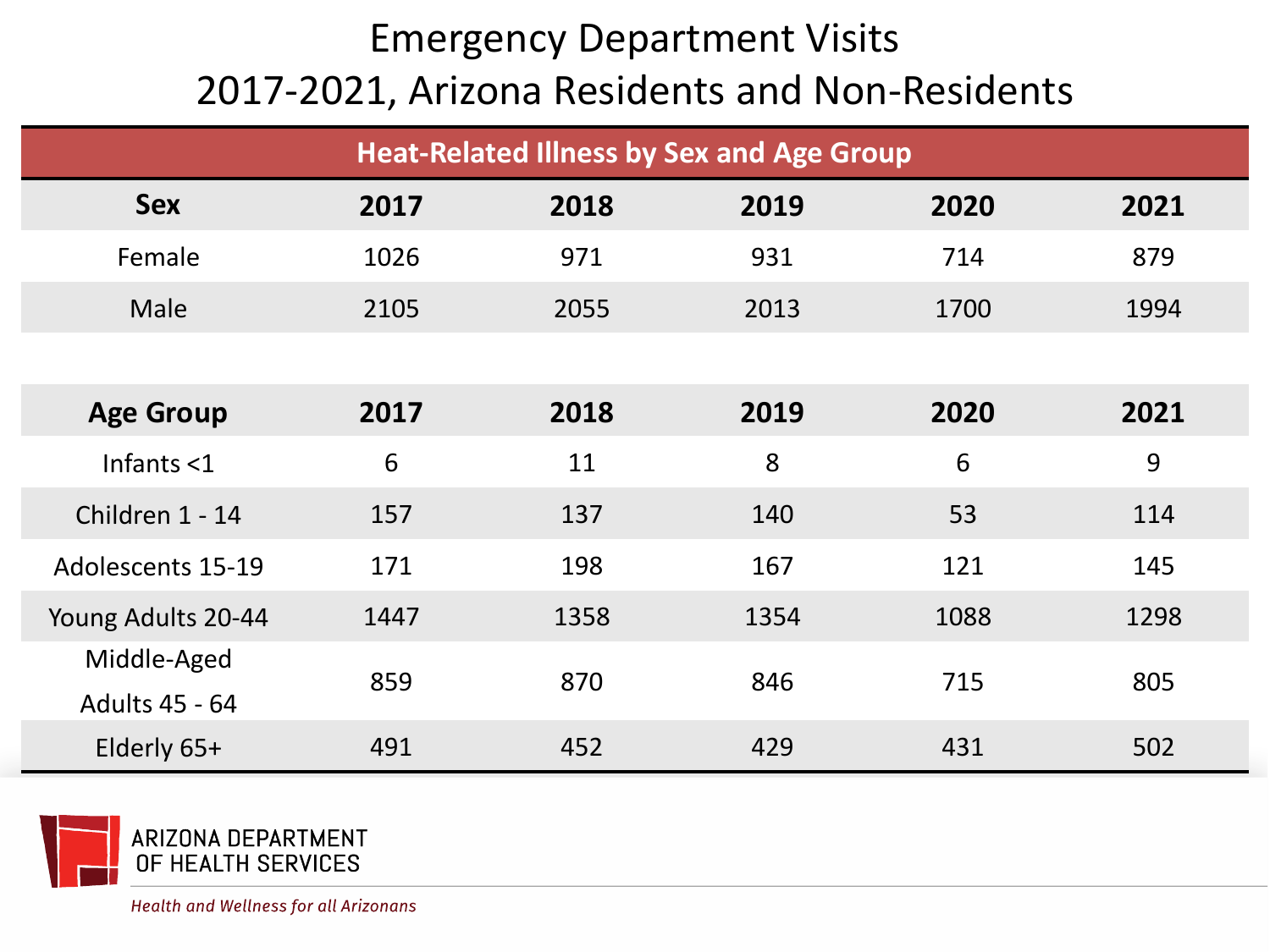# Emergency Department Visits 2017-2021, Arizona Residents and Non-Residents

## Heat-Related Illness by Sex and Age Group

| Sex | 2017 | 2018 | 2019 | 2020 | 2021 |
|---|---|---|---|---|---|
| Female | 1026 | 971 | 931 | 714 | 879 |
| Male | 2105 | 2055 | 2013 | 1700 | 1994 |

| Age Group | 2017 | 2018 | 2019 | 2020 | 2021 |
|---|---|---|---|---|---|
| Infants <1 | 6 | 11 | 8 | 6 | 9 |
| Children 1 - 14 | 157 | 137 | 140 | 53 | 114 |
| Adolescents 15-19 | 171 | 198 | 167 | 121 | 145 |
| Young Adults 20-44 | 1447 | 1358 | 1354 | 1088 | 1298 |
| Middle-Aged Adults 45 - 64 | 859 | 870 | 846 | 715 | 805 |
| Elderly 65+ | 491 | 452 | 429 | 431 | 502 |

ARIZONA DEPARTMENT OF HEALTH SERVICES

*Health and Wellness for all Arizonans*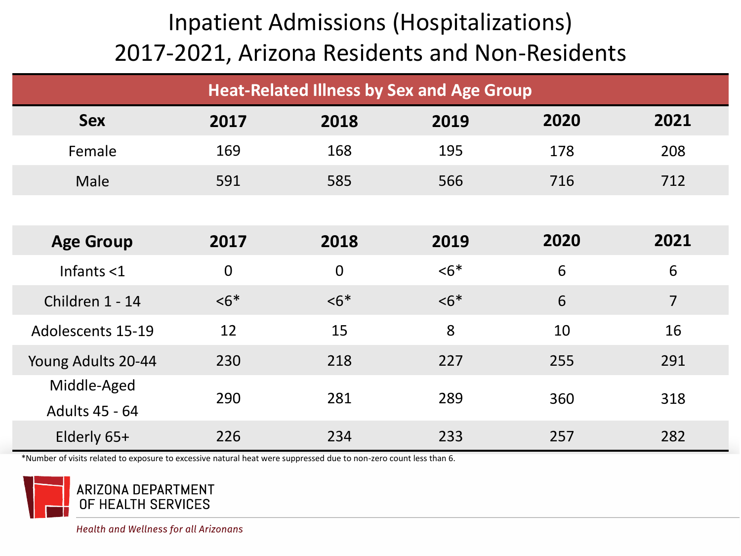# Inpatient Admissions (Hospitalizations) 2017-2021, Arizona Residents and Non-Residents

**Heat-Related Illness by Sex and Age Group**

| Sex | 2017 | 2018 | 2019 | 2020 | 2021 |
|---|---|---|---|---|---|
| Female | 169 | 168 | 195 | 178 | 208 |
| Male | 591 | 585 | 566 | 716 | 712 |

| Age Group | 2017 | 2018 | 2019 | 2020 | 2021 |
|---|---|---|---|---|---|
| Infants <1 | 0 | 0 | <6* | 6 | 6 |
| Children 1 - 14 | <6* | <6* | <6* | 6 | 7 |
| Adolescents 15-19 | 12 | 15 | 8 | 10 | 16 |
| Young Adults 20-44 | 230 | 218 | 227 | 255 | 291 |
| Middle-Aged Adults 45 - 64 | 290 | 281 | 289 | 360 | 318 |
| Elderly 65+ | 226 | 234 | 233 | 257 | 282 |

*Number of visits related to exposure to excessive natural heat were suppressed due to non-zero count less than 6.

ARIZONA DEPARTMENT OF HEALTH SERVICES

*Health and Wellness for all Arizonans*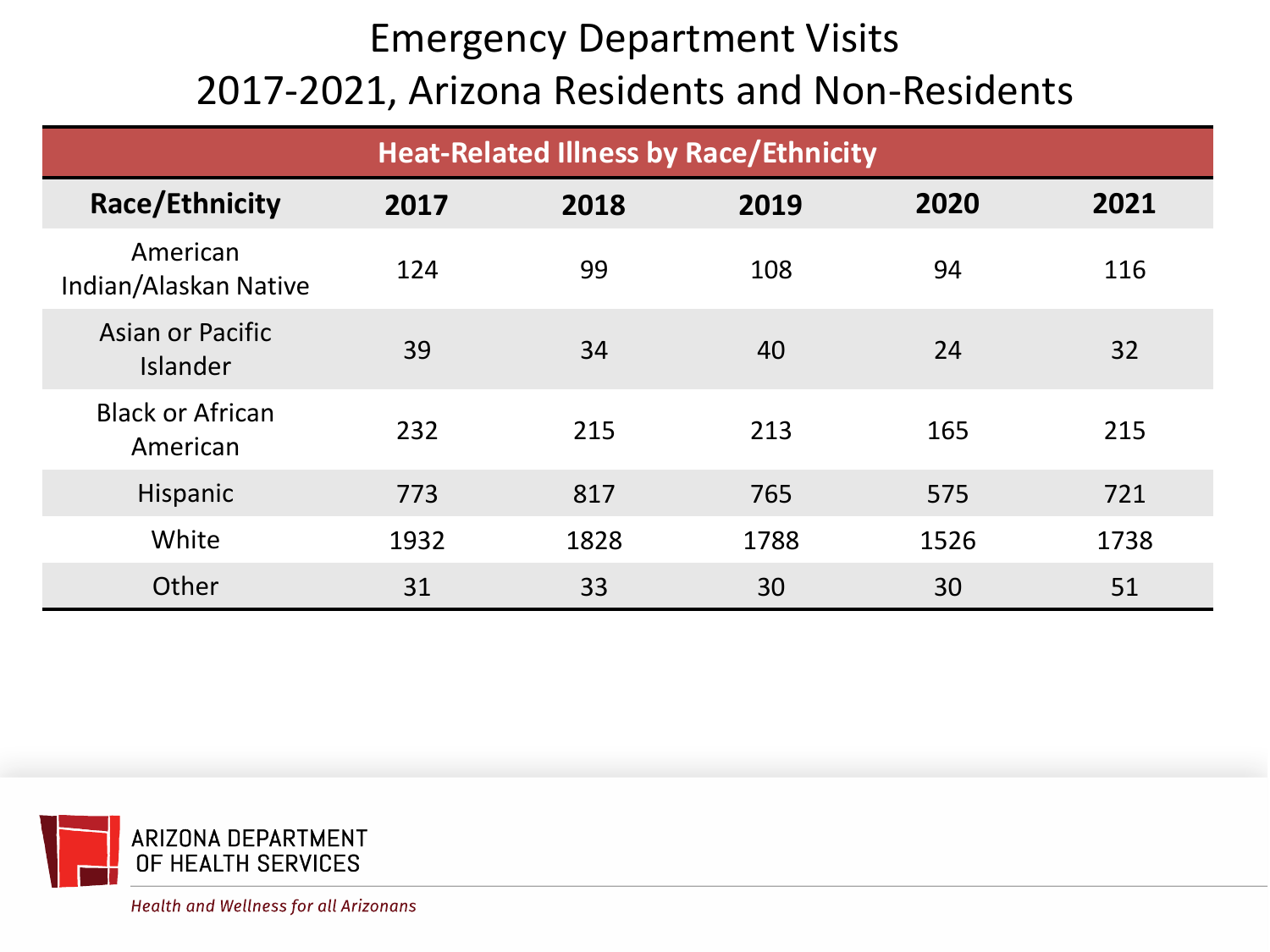# Emergency Department Visits
# 2017-2021, Arizona Residents and Non-Residents

**Heat-Related Illness by Race/Ethnicity**

| Race/Ethnicity | 2017 | 2018 | 2019 | 2020 | 2021 |
|---|---|---|---|---|---|
| American Indian/Alaskan Native | 124 | 99 | 108 | 94 | 116 |
| Asian or Pacific Islander | 39 | 34 | 40 | 24 | 32 |
| Black or African American | 232 | 215 | 213 | 165 | 215 |
| Hispanic | 773 | 817 | 765 | 575 | 721 |
| White | 1932 | 1828 | 1788 | 1526 | 1738 |
| Other | 31 | 33 | 30 | 30 | 51 |

ARIZONA DEPARTMENT OF HEALTH SERVICES

*Health and Wellness for all Arizonans*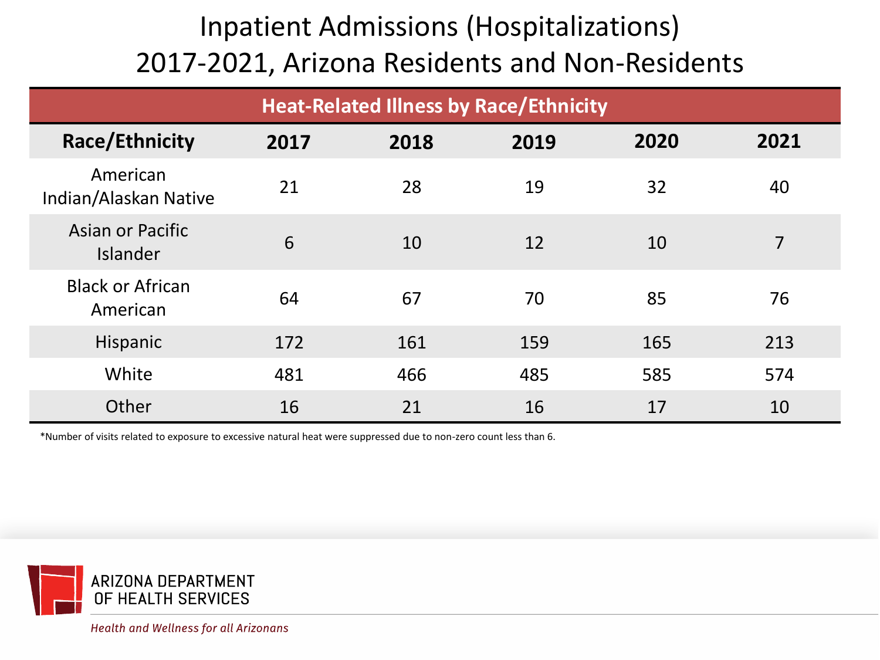# Inpatient Admissions (Hospitalizations) 2017-2021, Arizona Residents and Non-Residents

| Heat-Related Illness by Race/Ethnicity | | | | | |
|---|---|---|---|---|---|
| **Race/Ethnicity** | **2017** | **2018** | **2019** | **2020** | **2021** |
| American Indian/Alaskan Native | 21 | 28 | 19 | 32 | 40 |
| Asian or Pacific Islander | 6 | 10 | 12 | 10 | 7 |
| Black or African American | 64 | 67 | 70 | 85 | 76 |
| Hispanic | 172 | 161 | 159 | 165 | 213 |
| White | 481 | 466 | 485 | 585 | 574 |
| Other | 16 | 21 | 16 | 17 | 10 |

*Number of visits related to exposure to excessive natural heat were suppressed due to non-zero count less than 6.

ARIZONA DEPARTMENT OF HEALTH SERVICES

*Health and Wellness for all Arizonans*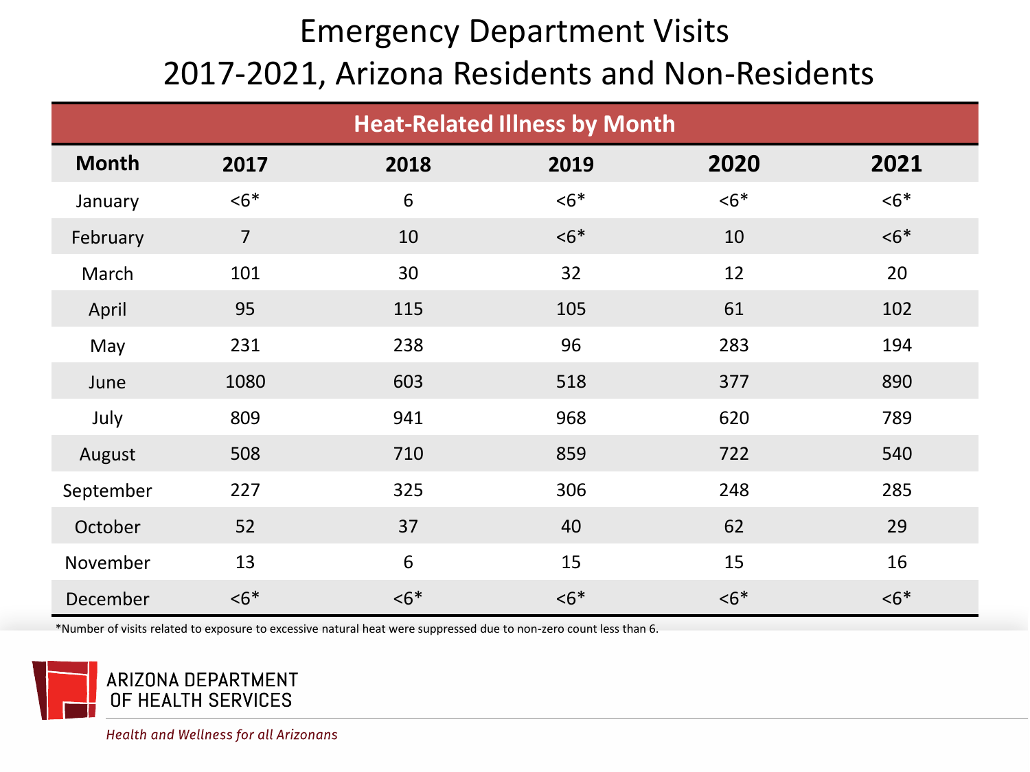# Emergency Department Visits

# 2017-2021, Arizona Residents and Non-Residents

| Heat-Related Illness by Month | | | | | |
|---|---|---|---|---|---|
| **Month** | **2017** | **2018** | **2019** | **2020** | **2021** |
| January | <6* | 6 | <6* | <6* | <6* |
| February | 7 | 10 | <6* | 10 | <6* |
| March | 101 | 30 | 32 | 12 | 20 |
| April | 95 | 115 | 105 | 61 | 102 |
| May | 231 | 238 | 96 | 283 | 194 |
| June | 1080 | 603 | 518 | 377 | 890 |
| July | 809 | 941 | 968 | 620 | 789 |
| August | 508 | 710 | 859 | 722 | 540 |
| September | 227 | 325 | 306 | 248 | 285 |
| October | 52 | 37 | 40 | 62 | 29 |
| November | 13 | 6 | 15 | 15 | 16 |
| December | <6* | <6* | <6* | <6* | <6* |

*Number of visits related to exposure to excessive natural heat were suppressed due to non-zero count less than 6.

ARIZONA DEPARTMENT OF HEALTH SERVICES

*Health and Wellness for all Arizonans*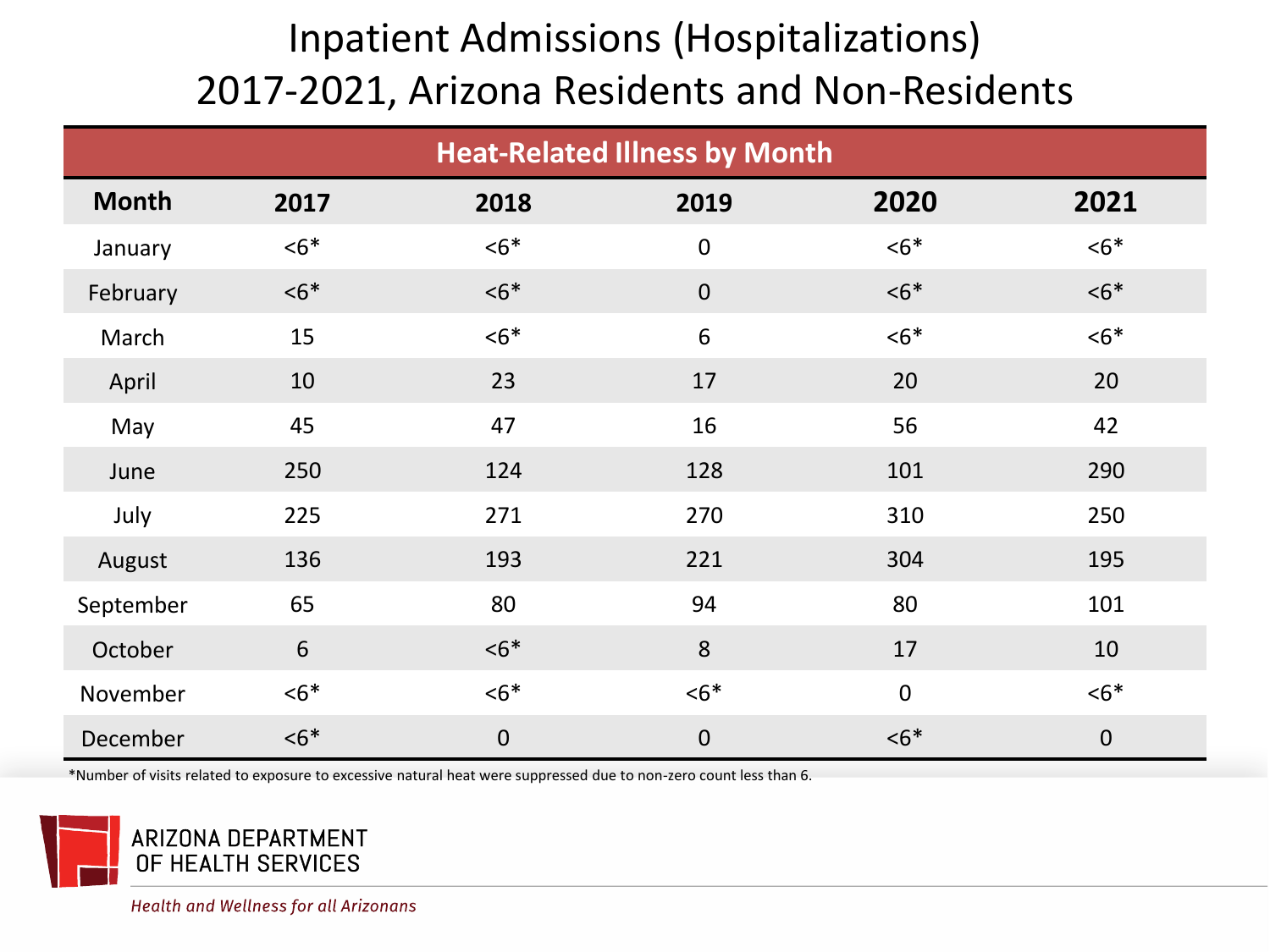# Inpatient Admissions (Hospitalizations) 2017-2021, Arizona Residents and Non-Residents

| Heat-Related Illness by Month | | | | | |
|---|---|---|---|---|---|
| **Month** | **2017** | **2018** | **2019** | **2020** | **2021** |
| January | <6* | <6* | 0 | <6* | <6* |
| February | <6* | <6* | 0 | <6* | <6* |
| March | 15 | <6* | 6 | <6* | <6* |
| April | 10 | 23 | 17 | 20 | 20 |
| May | 45 | 47 | 16 | 56 | 42 |
| June | 250 | 124 | 128 | 101 | 290 |
| July | 225 | 271 | 270 | 310 | 250 |
| August | 136 | 193 | 221 | 304 | 195 |
| September | 65 | 80 | 94 | 80 | 101 |
| October | 6 | <6* | 8 | 17 | 10 |
| November | <6* | <6* | <6* | 0 | <6* |
| December | <6* | 0 | 0 | <6* | 0 |

*Number of visits related to exposure to excessive natural heat were suppressed due to non-zero count less than 6.

ARIZONA DEPARTMENT OF HEALTH SERVICES

*Health and Wellness for all Arizonans*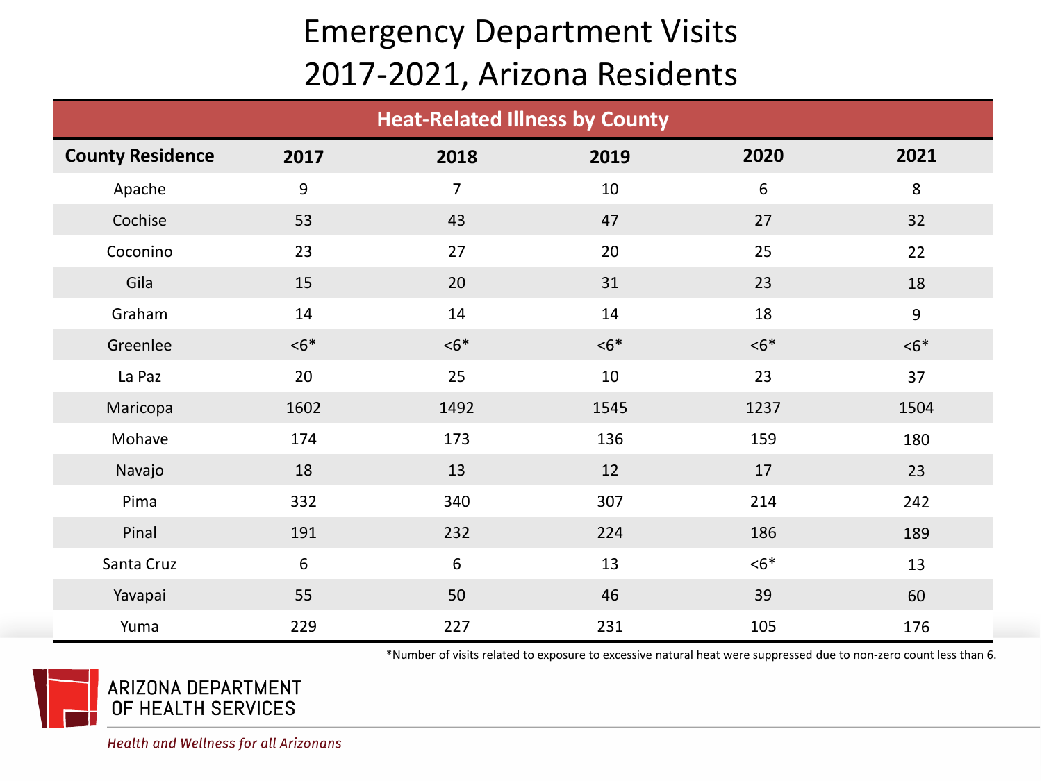# Emergency Department Visits 2017-2021, Arizona Residents

**Heat-Related Illness by County**

| County Residence | 2017 | 2018 | 2019 | 2020 | 2021 |
|---|---|---|---|---|---|
| Apache | 9 | 7 | 10 | 6 | 8 |
| Cochise | 53 | 43 | 47 | 27 | 32 |
| Coconino | 23 | 27 | 20 | 25 | 22 |
| Gila | 15 | 20 | 31 | 23 | 18 |
| Graham | 14 | 14 | 14 | 18 | 9 |
| Greenlee | <6* | <6* | <6* | <6* | <6* |
| La Paz | 20 | 25 | 10 | 23 | 37 |
| Maricopa | 1602 | 1492 | 1545 | 1237 | 1504 |
| Mohave | 174 | 173 | 136 | 159 | 180 |
| Navajo | 18 | 13 | 12 | 17 | 23 |
| Pima | 332 | 340 | 307 | 214 | 242 |
| Pinal | 191 | 232 | 224 | 186 | 189 |
| Santa Cruz | 6 | 6 | 13 | <6* | 13 |
| Yavapai | 55 | 50 | 46 | 39 | 60 |
| Yuma | 229 | 227 | 231 | 105 | 176 |

*Number of visits related to exposure to excessive natural heat were suppressed due to non-zero count less than 6.

ARIZONA DEPARTMENT OF HEALTH SERVICES

*Health and Wellness for all Arizonans*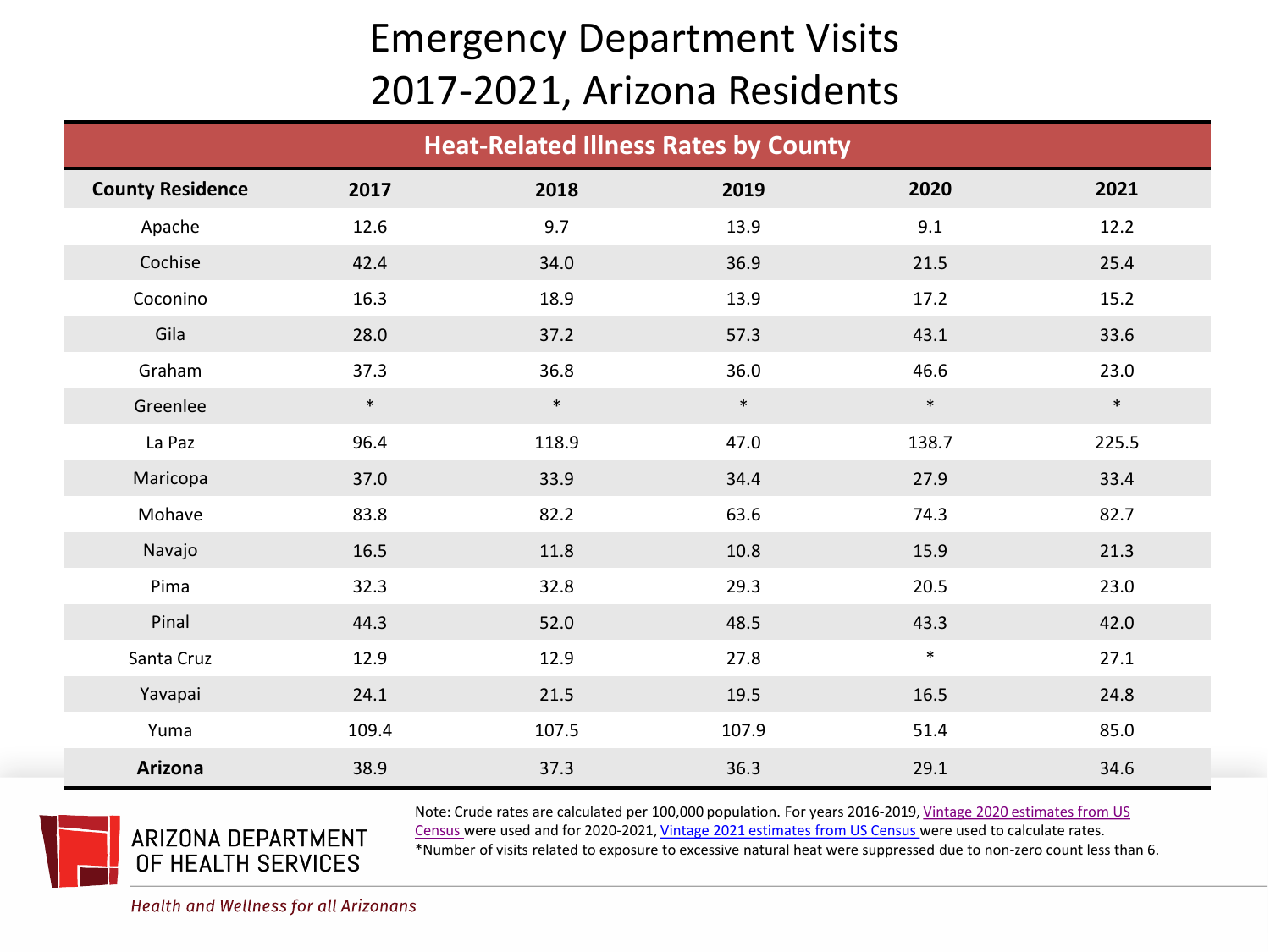# Emergency Department Visits 2017-2021, Arizona Residents

## Heat-Related Illness Rates by County

| County Residence | 2017 | 2018 | 2019 | 2020 | 2021 |
|---|---|---|---|---|---|
| Apache | 12.6 | 9.7 | 13.9 | 9.1 | 12.2 |
| Cochise | 42.4 | 34.0 | 36.9 | 21.5 | 25.4 |
| Coconino | 16.3 | 18.9 | 13.9 | 17.2 | 15.2 |
| Gila | 28.0 | 37.2 | 57.3 | 43.1 | 33.6 |
| Graham | 37.3 | 36.8 | 36.0 | 46.6 | 23.0 |
| Greenlee | * | * | * | * | * |
| La Paz | 96.4 | 118.9 | 47.0 | 138.7 | 225.5 |
| Maricopa | 37.0 | 33.9 | 34.4 | 27.9 | 33.4 |
| Mohave | 83.8 | 82.2 | 63.6 | 74.3 | 82.7 |
| Navajo | 16.5 | 11.8 | 10.8 | 15.9 | 21.3 |
| Pima | 32.3 | 32.8 | 29.3 | 20.5 | 23.0 |
| Pinal | 44.3 | 52.0 | 48.5 | 43.3 | 42.0 |
| Santa Cruz | 12.9 | 12.9 | 27.8 | * | 27.1 |
| Yavapai | 24.1 | 21.5 | 19.5 | 16.5 | 24.8 |
| Yuma | 109.4 | 107.5 | 107.9 | 51.4 | 85.0 |
| **Arizona** | 38.9 | 37.3 | 36.3 | 29.1 | 34.6 |

Note: Crude rates are calculated per 100,000 population. For years 2016-2019, Vintage 2020 estimates from US Census were used and for 2020-2021, Vintage 2021 estimates from US Census were used to calculate rates.
*Number of visits related to exposure to excessive natural heat were suppressed due to non-zero count less than 6.

ARIZONA DEPARTMENT OF HEALTH SERVICES

*Health and Wellness for all Arizonans*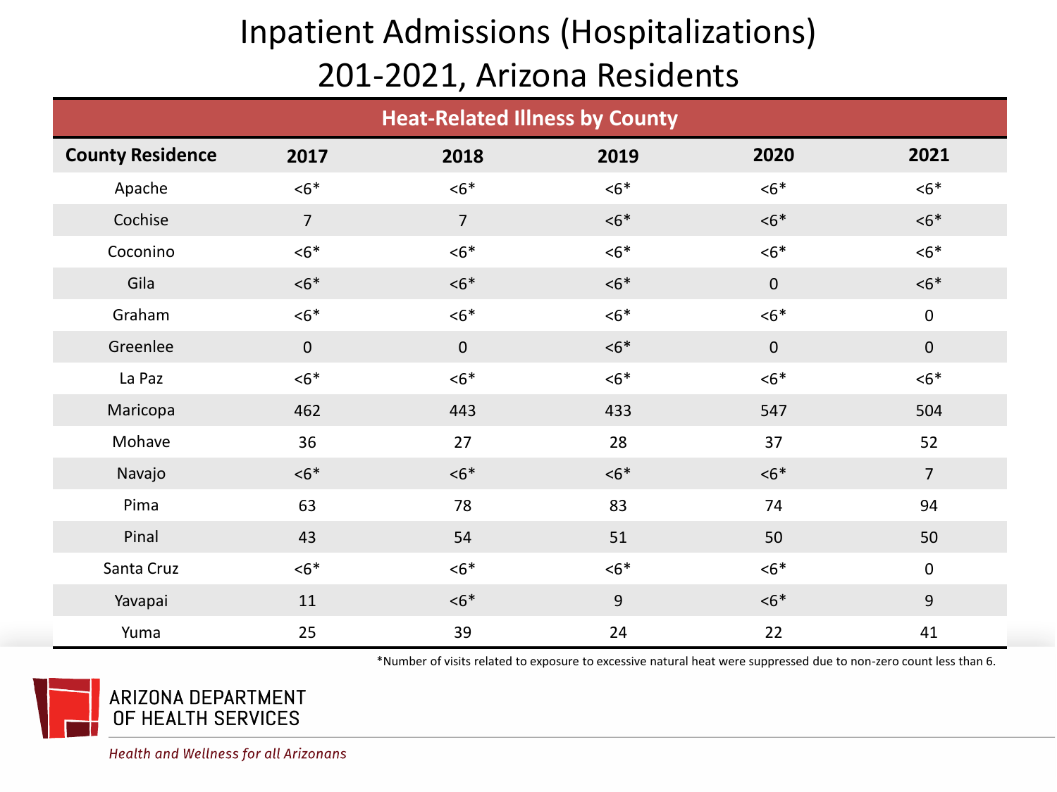# Inpatient Admissions (Hospitalizations) 201-2021, Arizona Residents

**Heat-Related Illness by County**

| County Residence | 2017 | 2018 | 2019 | 2020 | 2021 |
|---|---|---|---|---|---|
| Apache | <6* | <6* | <6* | <6* | <6* |
| Cochise | 7 | 7 | <6* | <6* | <6* |
| Coconino | <6* | <6* | <6* | <6* | <6* |
| Gila | <6* | <6* | <6* | 0 | <6* |
| Graham | <6* | <6* | <6* | <6* | 0 |
| Greenlee | 0 | 0 | <6* | 0 | 0 |
| La Paz | <6* | <6* | <6* | <6* | <6* |
| Maricopa | 462 | 443 | 433 | 547 | 504 |
| Mohave | 36 | 27 | 28 | 37 | 52 |
| Navajo | <6* | <6* | <6* | <6* | 7 |
| Pima | 63 | 78 | 83 | 74 | 94 |
| Pinal | 43 | 54 | 51 | 50 | 50 |
| Santa Cruz | <6* | <6* | <6* | <6* | 0 |
| Yavapai | 11 | <6* | 9 | <6* | 9 |
| Yuma | 25 | 39 | 24 | 22 | 41 |

*Number of visits related to exposure to excessive natural heat were suppressed due to non-zero count less than 6.

ARIZONA DEPARTMENT OF HEALTH SERVICES

*Health and Wellness for all Arizonans*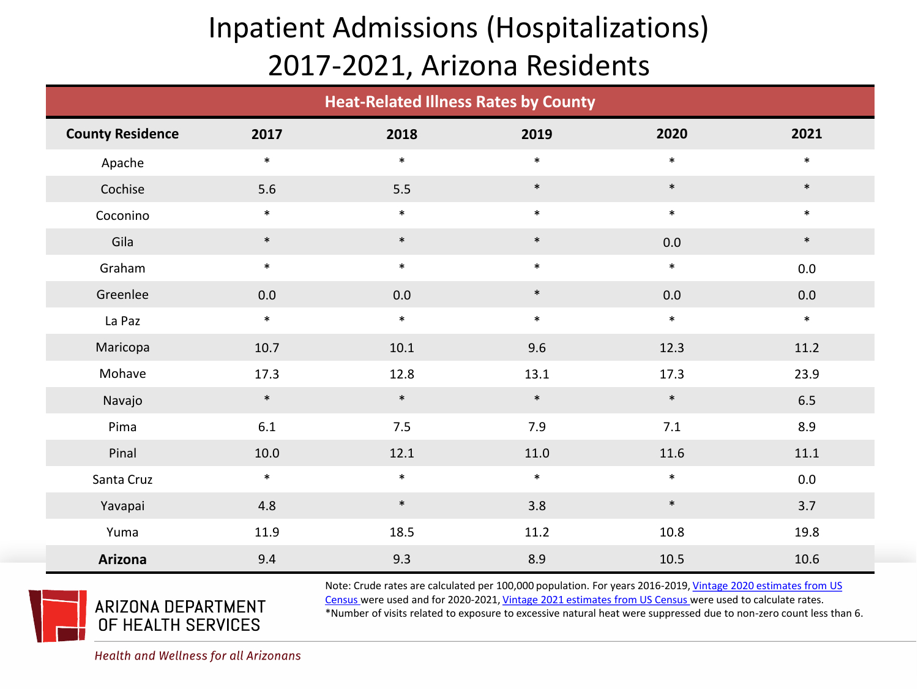# Inpatient Admissions (Hospitalizations) 2017-2021, Arizona Residents

| Heat-Related Illness Rates by County | | | | | |
|---|---|---|---|---|---|
| **County Residence** | **2017** | **2018** | **2019** | **2020** | **2021** |
| Apache | * | * | * | * | * |
| Cochise | 5.6 | 5.5 | * | * | * |
| Coconino | * | * | * | * | * |
| Gila | * | * | * | 0.0 | * |
| Graham | * | * | * | * | 0.0 |
| Greenlee | 0.0 | 0.0 | * | 0.0 | 0.0 |
| La Paz | * | * | * | * | * |
| Maricopa | 10.7 | 10.1 | 9.6 | 12.3 | 11.2 |
| Mohave | 17.3 | 12.8 | 13.1 | 17.3 | 23.9 |
| Navajo | * | * | * | * | 6.5 |
| Pima | 6.1 | 7.5 | 7.9 | 7.1 | 8.9 |
| Pinal | 10.0 | 12.1 | 11.0 | 11.6 | 11.1 |
| Santa Cruz | * | * | * | * | 0.0 |
| Yavapai | 4.8 | * | 3.8 | * | 3.7 |
| Yuma | 11.9 | 18.5 | 11.2 | 10.8 | 19.8 |
| **Arizona** | 9.4 | 9.3 | 8.9 | 10.5 | 10.6 |

Note: Crude rates are calculated per 100,000 population. For years 2016-2019, Vintage 2020 estimates from US Census were used and for 2020-2021, Vintage 2021 estimates from US Census were used to calculate rates.
*Number of visits related to exposure to excessive natural heat were suppressed due to non-zero count less than 6.

ARIZONA DEPARTMENT OF HEALTH SERVICES

*Health and Wellness for all Arizonans*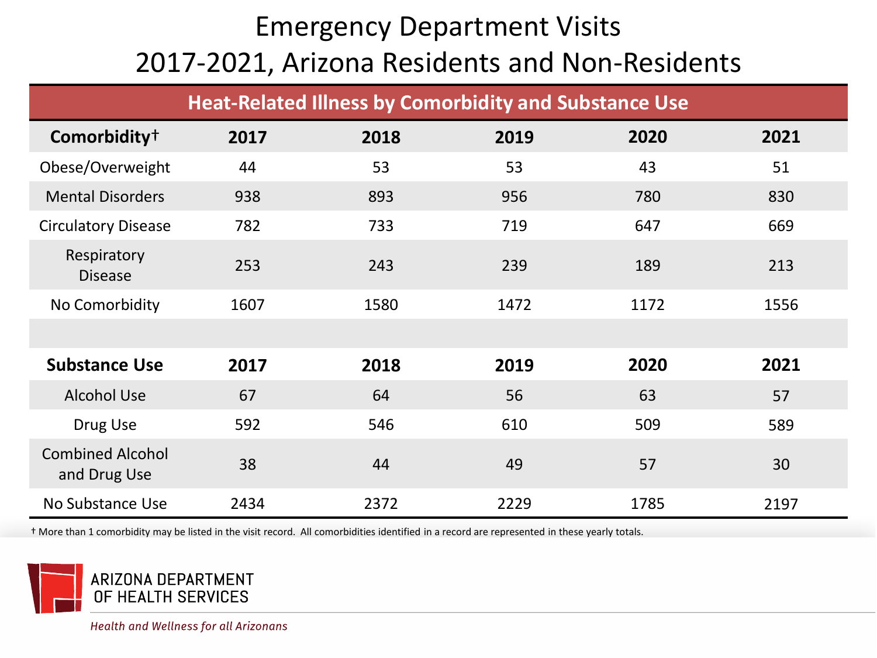# Emergency Department Visits 2017-2021, Arizona Residents and Non-Residents

## Heat-Related Illness by Comorbidity and Substance Use

| Comorbidity† | 2017 | 2018 | 2019 | 2020 | 2021 |
|---|---|---|---|---|---|
| Obese/Overweight | 44 | 53 | 53 | 43 | 51 |
| Mental Disorders | 938 | 893 | 956 | 780 | 830 |
| Circulatory Disease | 782 | 733 | 719 | 647 | 669 |
| Respiratory Disease | 253 | 243 | 239 | 189 | 213 |
| No Comorbidity | 1607 | 1580 | 1472 | 1172 | 1556 |
| | | | | | |
| **Substance Use** | **2017** | **2018** | **2019** | **2020** | **2021** |
| Alcohol Use | 67 | 64 | 56 | 63 | 57 |
| Drug Use | 592 | 546 | 610 | 509 | 589 |
| Combined Alcohol and Drug Use | 38 | 44 | 49 | 57 | 30 |
| No Substance Use | 2434 | 2372 | 2229 | 1785 | 2197 |

† More than 1 comorbidity may be listed in the visit record. All comorbidities identified in a record are represented in these yearly totals.

ARIZONA DEPARTMENT OF HEALTH SERVICES

*Health and Wellness for all Arizonans*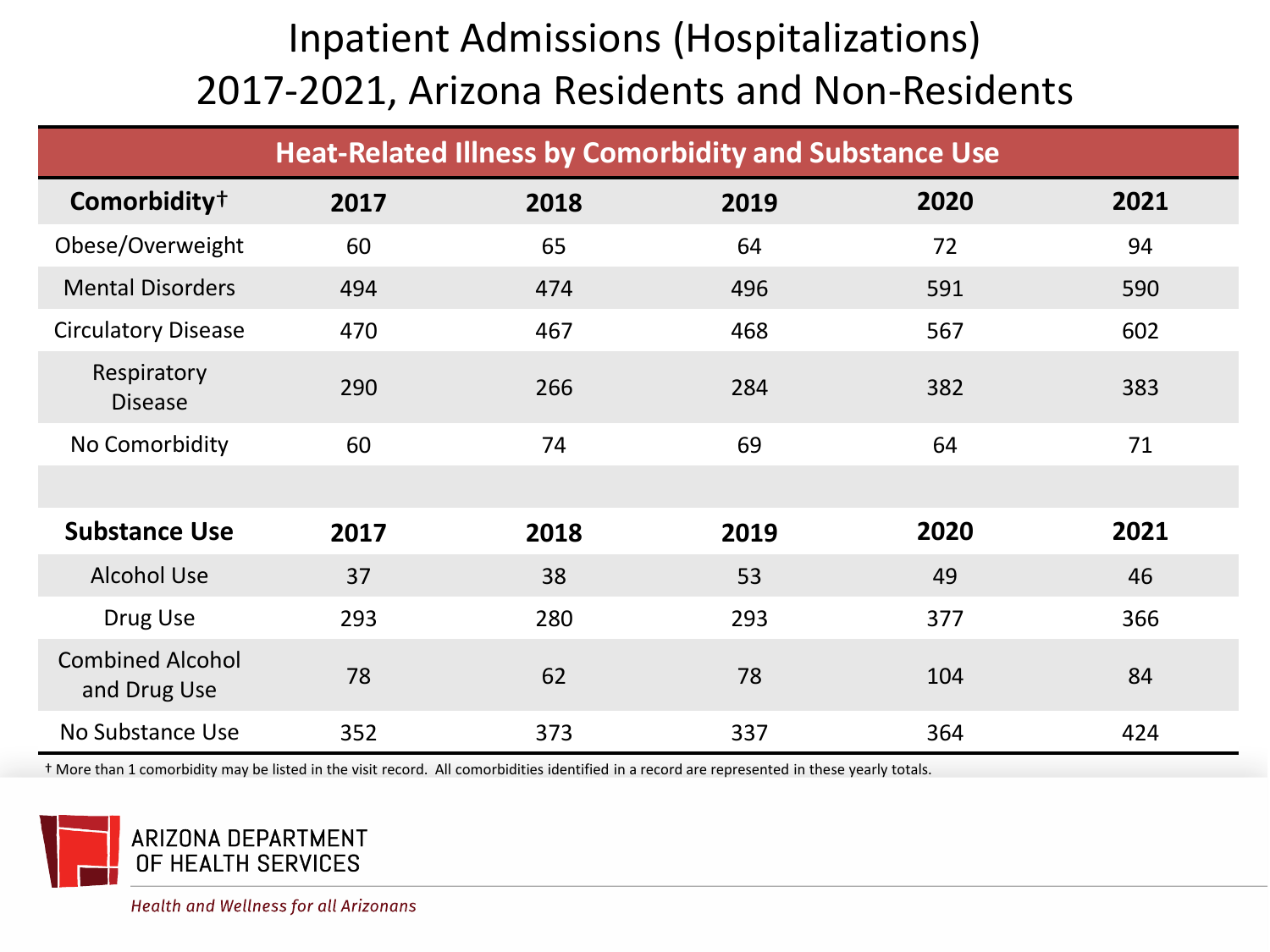# Inpatient Admissions (Hospitalizations) 2017-2021, Arizona Residents and Non-Residents

## Heat-Related Illness by Comorbidity and Substance Use

| Comorbidity† | 2017 | 2018 | 2019 | 2020 | 2021 |
|---|---|---|---|---|---|
| Obese/Overweight | 60 | 65 | 64 | 72 | 94 |
| Mental Disorders | 494 | 474 | 496 | 591 | 590 |
| Circulatory Disease | 470 | 467 | 468 | 567 | 602 |
| Respiratory Disease | 290 | 266 | 284 | 382 | 383 |
| No Comorbidity | 60 | 74 | 69 | 64 | 71 |
| | | | | | |
| **Substance Use** | **2017** | **2018** | **2019** | **2020** | **2021** |
| Alcohol Use | 37 | 38 | 53 | 49 | 46 |
| Drug Use | 293 | 280 | 293 | 377 | 366 |
| Combined Alcohol and Drug Use | 78 | 62 | 78 | 104 | 84 |
| No Substance Use | 352 | 373 | 337 | 364 | 424 |

† More than 1 comorbidity may be listed in the visit record. All comorbidities identified in a record are represented in these yearly totals.

ARIZONA DEPARTMENT OF HEALTH SERVICES

*Health and Wellness for all Arizonans*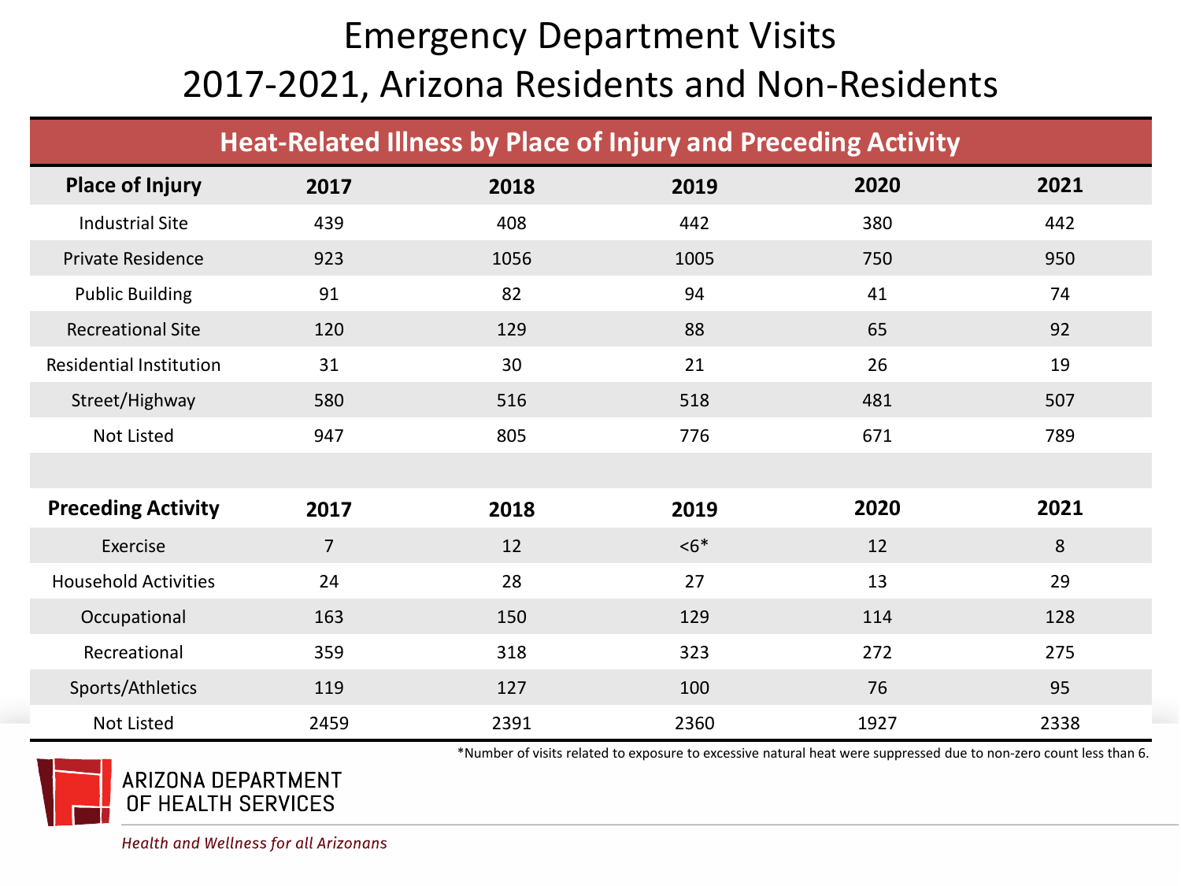# Emergency Department Visits 2017-2021, Arizona Residents and Non-Residents

## Heat-Related Illness by Place of Injury and Preceding Activity

| Place of Injury | 2017 | 2018 | 2019 | 2020 | 2021 |
|---|---|---|---|---|---|
| Industrial Site | 439 | 408 | 442 | 380 | 442 |
| Private Residence | 923 | 1056 | 1005 | 750 | 950 |
| Public Building | 91 | 82 | 94 | 41 | 74 |
| Recreational Site | 120 | 129 | 88 | 65 | 92 |
| Residential Institution | 31 | 30 | 21 | 26 | 19 |
| Street/Highway | 580 | 516 | 518 | 481 | 507 |
| Not Listed | 947 | 805 | 776 | 671 | 789 |
| | | | | | |
| **Preceding Activity** | **2017** | **2018** | **2019** | **2020** | **2021** |
| Exercise | 7 | 12 | <6* | 12 | 8 |
| Household Activities | 24 | 28 | 27 | 13 | 29 |
| Occupational | 163 | 150 | 129 | 114 | 128 |
| Recreational | 359 | 318 | 323 | 272 | 275 |
| Sports/Athletics | 119 | 127 | 100 | 76 | 95 |
| Not Listed | 2459 | 2391 | 2360 | 1927 | 2338 |

*Number of visits related to exposure to excessive natural heat were suppressed due to non-zero count less than 6.

ARIZONA DEPARTMENT OF HEALTH SERVICES

*Health and Wellness for all Arizonans*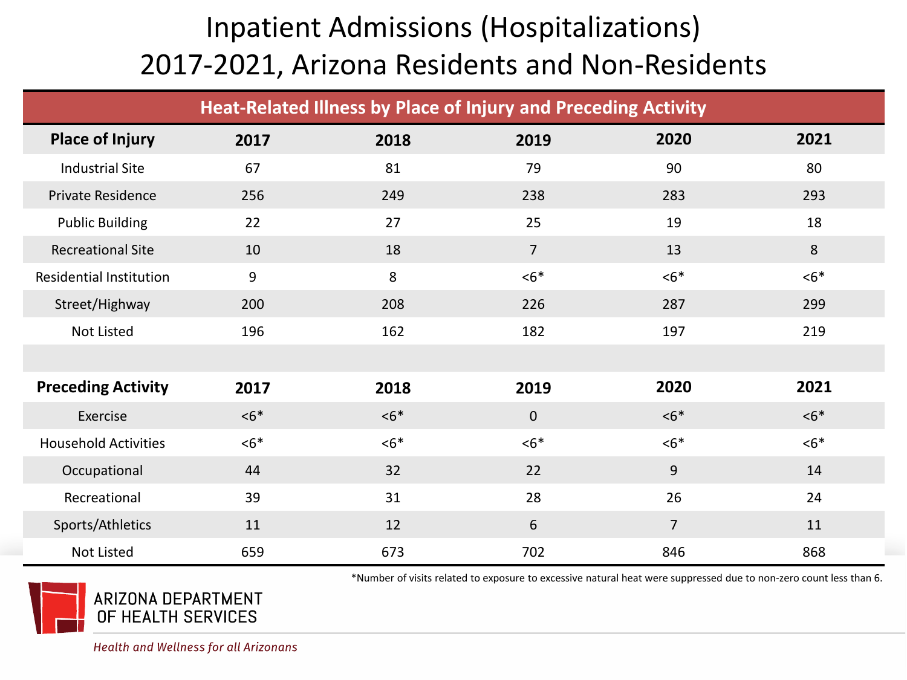# Inpatient Admissions (Hospitalizations) 2017-2021, Arizona Residents and Non-Residents

## Heat-Related Illness by Place of Injury and Preceding Activity

| Place of Injury | 2017 | 2018 | 2019 | 2020 | 2021 |
|---|---|---|---|---|---|
| Industrial Site | 67 | 81 | 79 | 90 | 80 |
| Private Residence | 256 | 249 | 238 | 283 | 293 |
| Public Building | 22 | 27 | 25 | 19 | 18 |
| Recreational Site | 10 | 18 | 7 | 13 | 8 |
| Residential Institution | 9 | 8 | <6* | <6* | <6* |
| Street/Highway | 200 | 208 | 226 | 287 | 299 |
| Not Listed | 196 | 162 | 182 | 197 | 219 |

| Preceding Activity | 2017 | 2018 | 2019 | 2020 | 2021 |
|---|---|---|---|---|---|
| Exercise | <6* | <6* | 0 | <6* | <6* |
| Household Activities | <6* | <6* | <6* | <6* | <6* |
| Occupational | 44 | 32 | 22 | 9 | 14 |
| Recreational | 39 | 31 | 28 | 26 | 24 |
| Sports/Athletics | 11 | 12 | 6 | 7 | 11 |
| Not Listed | 659 | 673 | 702 | 846 | 868 |

*Number of visits related to exposure to excessive natural heat were suppressed due to non-zero count less than 6.

ARIZONA DEPARTMENT OF HEALTH SERVICES

*Health and Wellness for all Arizonans*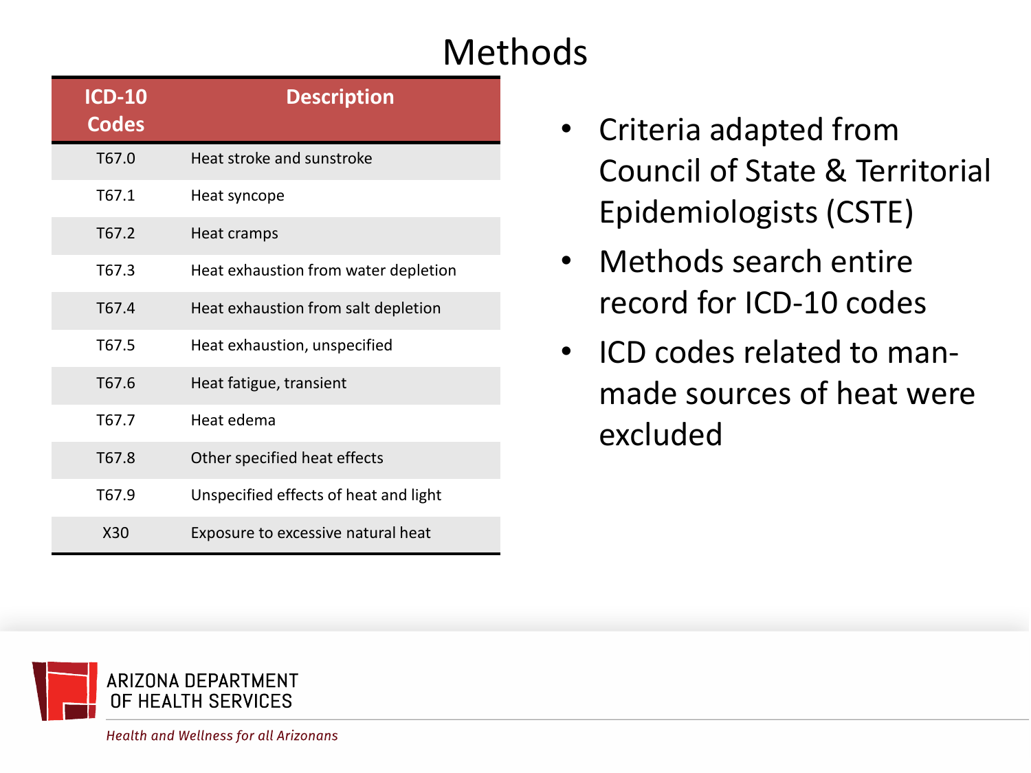# Methods

| ICD-10 Codes | Description |
|---|---|
| T67.0 | Heat stroke and sunstroke |
| T67.1 | Heat syncope |
| T67.2 | Heat cramps |
| T67.3 | Heat exhaustion from water depletion |
| T67.4 | Heat exhaustion from salt depletion |
| T67.5 | Heat exhaustion, unspecified |
| T67.6 | Heat fatigue, transient |
| T67.7 | Heat edema |
| T67.8 | Other specified heat effects |
| T67.9 | Unspecified effects of heat and light |
| X30 | Exposure to excessive natural heat |

- Criteria adapted from Council of State & Territorial Epidemiologists (CSTE)
- Methods search entire record for ICD-10 codes
- ICD codes related to man-made sources of heat were excluded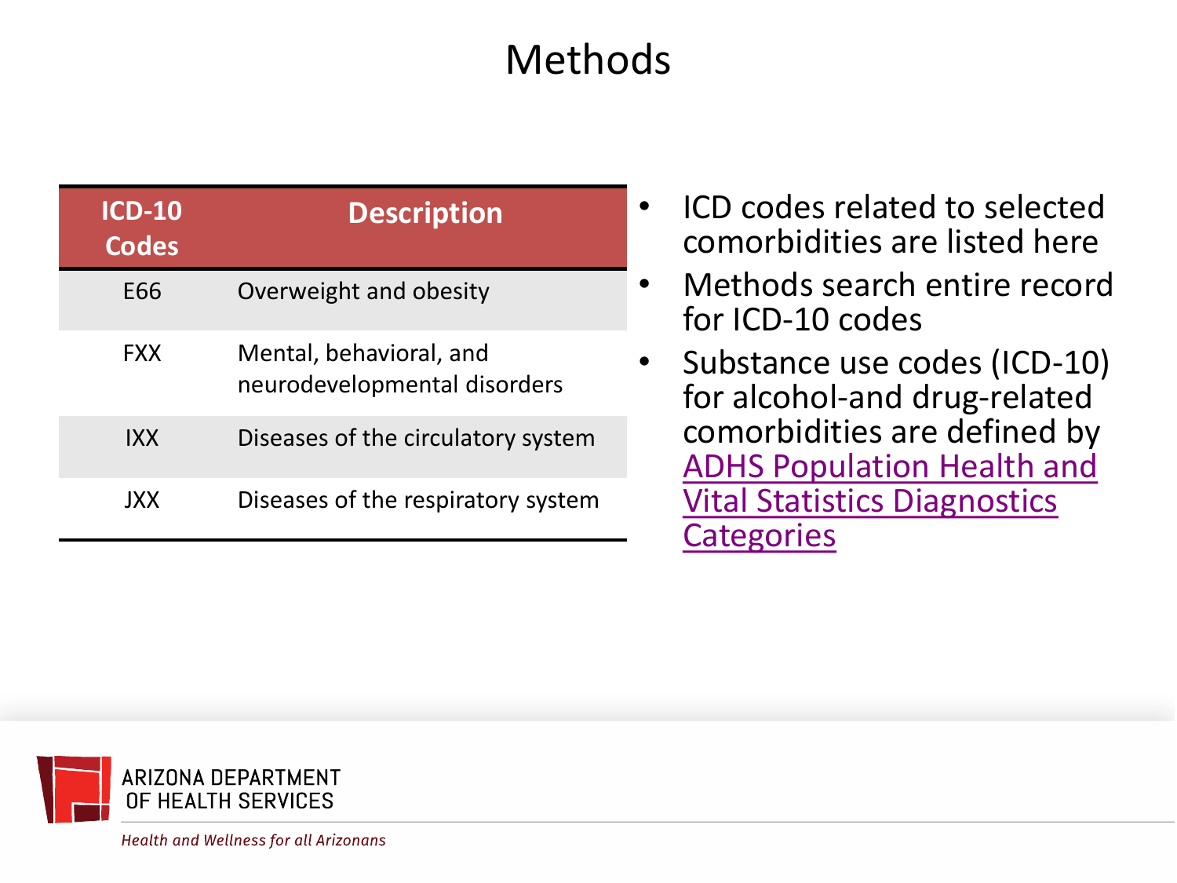# Methods

| ICD-10 Codes | Description |
|---|---|
| E66 | Overweight and obesity |
| FXX | Mental, behavioral, and neurodevelopmental disorders |
| IXX | Diseases of the circulatory system |
| JXX | Diseases of the respiratory system |

- ICD codes related to selected comorbidities are listed here
- Methods search entire record for ICD-10 codes
- Substance use codes (ICD-10) for alcohol-and drug-related comorbidities are defined by ADHS Population Health and Vital Statistics Diagnostics Categories